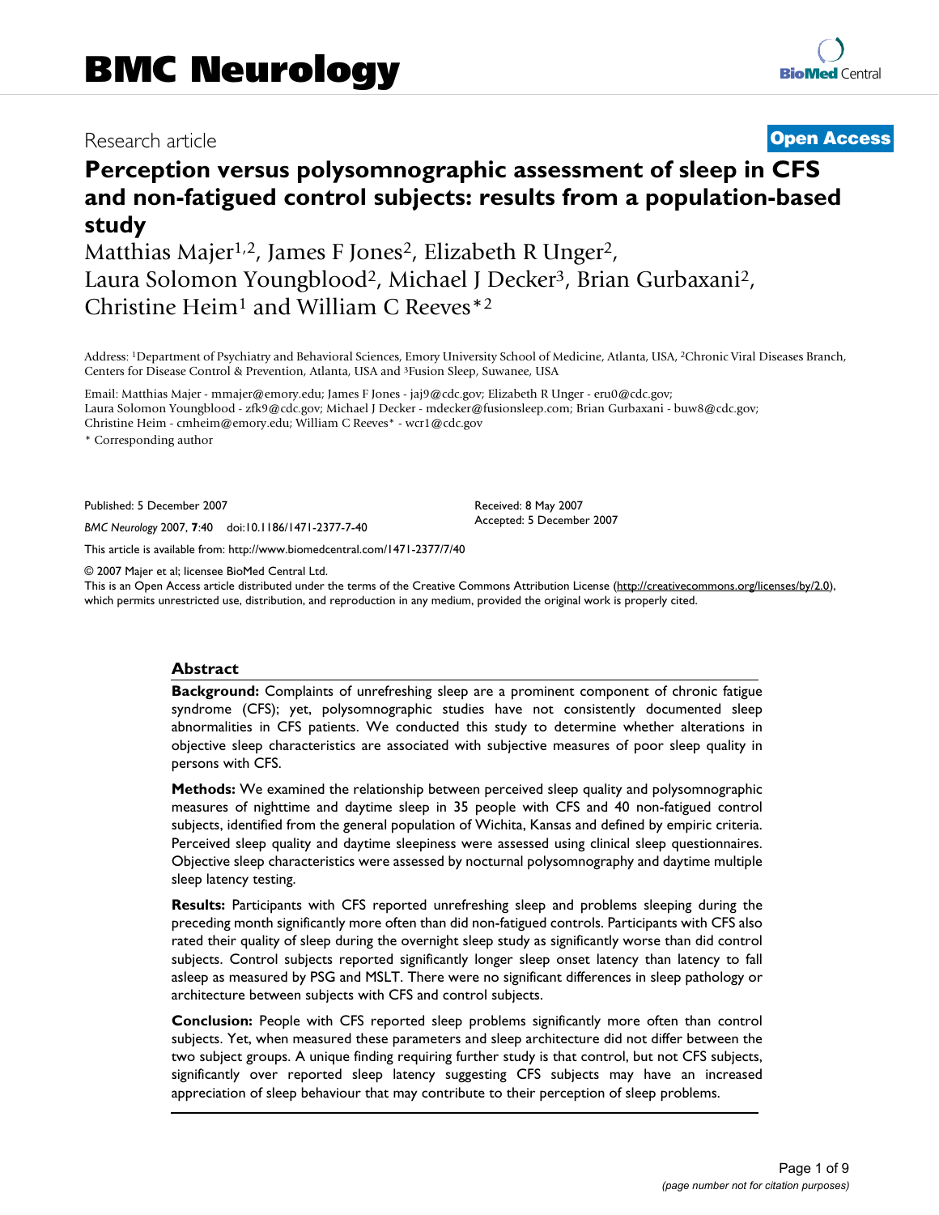# BMC Neurology

Research article

**Open Access**

# Perception versus polysomnographic assessment of sleep in CFS and non-fatigued control subjects: results from a population-based study

Matthias Majer[1,2], James F Jones[2], Elizabeth R Unger[2], Laura Solomon Youngblood[2], Michael J Decker[3], Brian Gurbaxani[2], Christine Heim[1] and William C Reeves*[2]

Address: [1]Department of Psychiatry and Behavioral Sciences, Emory University School of Medicine, Atlanta, USA, [2]Chronic Viral Diseases Branch, Centers for Disease Control & Prevention, Atlanta, USA and [3]Fusion Sleep, Suwanee, USA

Email: Matthias Majer - mmajer@emory.edu; James F Jones - jaj9@cdc.gov; Elizabeth R Unger - eru0@cdc.gov; Laura Solomon Youngblood - zfk9@cdc.gov; Michael J Decker - mdecker@fusionsleep.com; Brian Gurbaxani - buw8@cdc.gov; Christine Heim - cmheim@emory.edu; William C Reeves* - wcr1@cdc.gov

\* Corresponding author

Published: 5 December 2007

*BMC Neurology* 2007, **7**:40 doi:10.1186/1471-2377-7-40

Received: 8 May 2007
Accepted: 5 December 2007

This article is available from: http://www.biomedcentral.com/1471-2377/7/40

© 2007 Majer et al; licensee BioMed Central Ltd.
This is an Open Access article distributed under the terms of the Creative Commons Attribution License (http://creativecommons.org/licenses/by/2.0), which permits unrestricted use, distribution, and reproduction in any medium, provided the original work is properly cited.

## Abstract

**Background:** Complaints of unrefreshing sleep are a prominent component of chronic fatigue syndrome (CFS); yet, polysomnographic studies have not consistently documented sleep abnormalities in CFS patients. We conducted this study to determine whether alterations in objective sleep characteristics are associated with subjective measures of poor sleep quality in persons with CFS.

**Methods:** We examined the relationship between perceived sleep quality and polysomnographic measures of nighttime and daytime sleep in 35 people with CFS and 40 non-fatigued control subjects, identified from the general population of Wichita, Kansas and defined by empiric criteria. Perceived sleep quality and daytime sleepiness were assessed using clinical sleep questionnaires. Objective sleep characteristics were assessed by nocturnal polysomnography and daytime multiple sleep latency testing.

**Results:** Participants with CFS reported unrefreshing sleep and problems sleeping during the preceding month significantly more often than did non-fatigued controls. Participants with CFS also rated their quality of sleep during the overnight sleep study as significantly worse than did control subjects. Control subjects reported significantly longer sleep onset latency than latency to fall asleep as measured by PSG and MSLT. There were no significant differences in sleep pathology or architecture between subjects with CFS and control subjects.

**Conclusion:** People with CFS reported sleep problems significantly more often than control subjects. Yet, when measured these parameters and sleep architecture did not differ between the two subject groups. A unique finding requiring further study is that control, but not CFS subjects, significantly over reported sleep latency suggesting CFS subjects may have an increased appreciation of sleep behaviour that may contribute to their perception of sleep problems.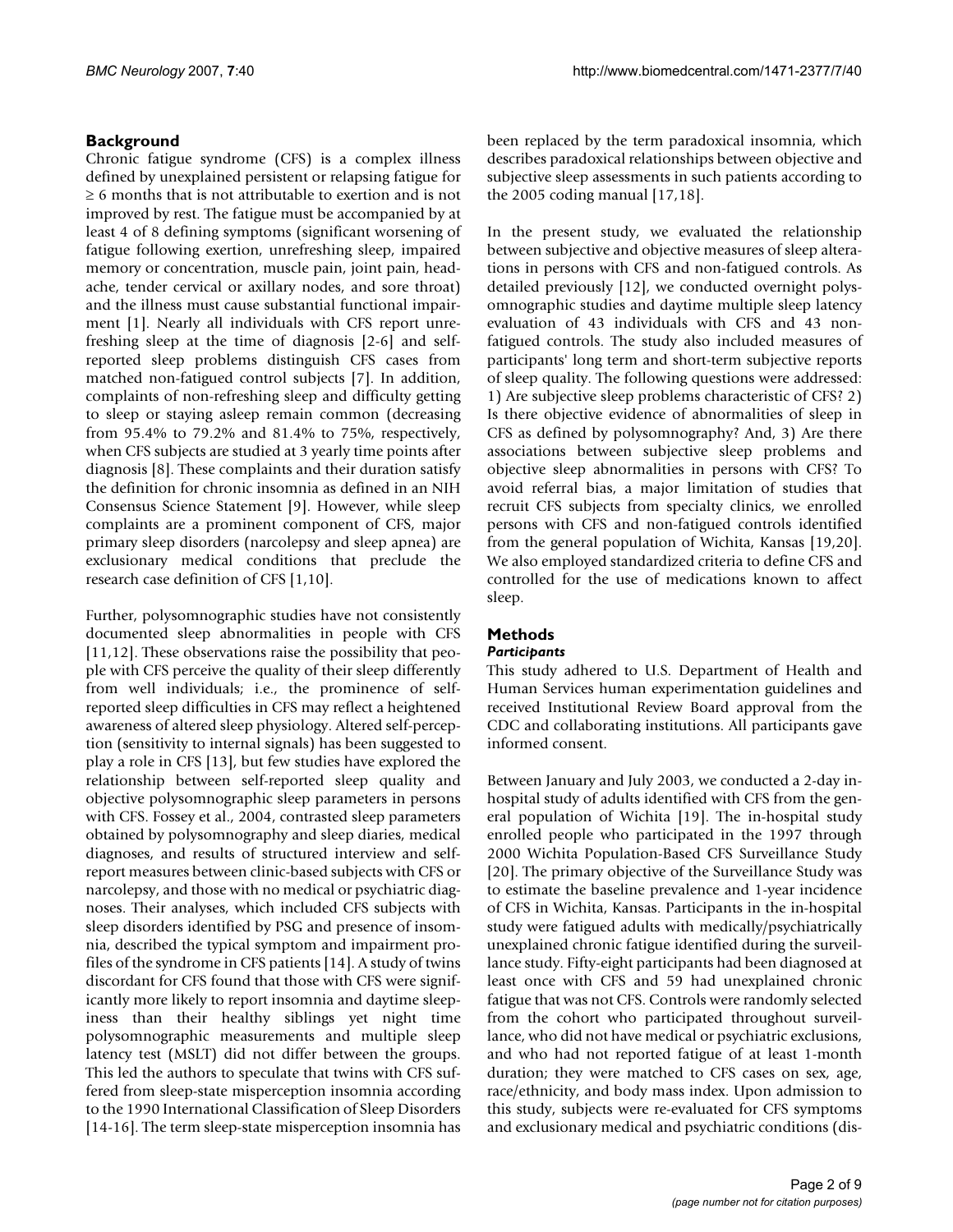## Background

Chronic fatigue syndrome (CFS) is a complex illness defined by unexplained persistent or relapsing fatigue for ≥ 6 months that is not attributable to exertion and is not improved by rest. The fatigue must be accompanied by at least 4 of 8 defining symptoms (significant worsening of fatigue following exertion, unrefreshing sleep, impaired memory or concentration, muscle pain, joint pain, headache, tender cervical or axillary nodes, and sore throat) and the illness must cause substantial functional impairment [1]. Nearly all individuals with CFS report unrefreshing sleep at the time of diagnosis [2-6] and self-reported sleep problems distinguish CFS cases from matched non-fatigued control subjects [7]. In addition, complaints of non-refreshing sleep and difficulty getting to sleep or staying asleep remain common (decreasing from 95.4% to 79.2% and 81.4% to 75%, respectively, when CFS subjects are studied at 3 yearly time points after diagnosis [8]. These complaints and their duration satisfy the definition for chronic insomnia as defined in an NIH Consensus Science Statement [9]. However, while sleep complaints are a prominent component of CFS, major primary sleep disorders (narcolepsy and sleep apnea) are exclusionary medical conditions that preclude the research case definition of CFS [1,10].

Further, polysomnographic studies have not consistently documented sleep abnormalities in people with CFS [11,12]. These observations raise the possibility that people with CFS perceive the quality of their sleep differently from well individuals; i.e., the prominence of self-reported sleep difficulties in CFS may reflect a heightened awareness of altered sleep physiology. Altered self-perception (sensitivity to internal signals) has been suggested to play a role in CFS [13], but few studies have explored the relationship between self-reported sleep quality and objective polysomnographic sleep parameters in persons with CFS. Fossey et al., 2004, contrasted sleep parameters obtained by polysomnography and sleep diaries, medical diagnoses, and results of structured interview and self-report measures between clinic-based subjects with CFS or narcolepsy, and those with no medical or psychiatric diagnoses. Their analyses, which included CFS subjects with sleep disorders identified by PSG and presence of insomnia, described the typical symptom and impairment profiles of the syndrome in CFS patients [14]. A study of twins discordant for CFS found that those with CFS were significantly more likely to report insomnia and daytime sleepiness than their healthy siblings yet night time polysomnographic measurements and multiple sleep latency test (MSLT) did not differ between the groups. This led the authors to speculate that twins with CFS suffered from sleep-state misperception insomnia according to the 1990 International Classification of Sleep Disorders [14-16]. The term sleep-state misperception insomnia has been replaced by the term paradoxical insomnia, which describes paradoxical relationships between objective and subjective sleep assessments in such patients according to the 2005 coding manual [17,18].

In the present study, we evaluated the relationship between subjective and objective measures of sleep alterations in persons with CFS and non-fatigued controls. As detailed previously [12], we conducted overnight polysomnographic studies and daytime multiple sleep latency evaluation of 43 individuals with CFS and 43 non-fatigued controls. The study also included measures of participants' long term and short-term subjective reports of sleep quality. The following questions were addressed: 1) Are subjective sleep problems characteristic of CFS? 2) Is there objective evidence of abnormalities of sleep in CFS as defined by polysomnography? And, 3) Are there associations between subjective sleep problems and objective sleep abnormalities in persons with CFS? To avoid referral bias, a major limitation of studies that recruit CFS subjects from specialty clinics, we enrolled persons with CFS and non-fatigued controls identified from the general population of Wichita, Kansas [19,20]. We also employed standardized criteria to define CFS and controlled for the use of medications known to affect sleep.

## Methods

### *Participants*

This study adhered to U.S. Department of Health and Human Services human experimentation guidelines and received Institutional Review Board approval from the CDC and collaborating institutions. All participants gave informed consent.

Between January and July 2003, we conducted a 2-day in-hospital study of adults identified with CFS from the general population of Wichita [19]. The in-hospital study enrolled people who participated in the 1997 through 2000 Wichita Population-Based CFS Surveillance Study [20]. The primary objective of the Surveillance Study was to estimate the baseline prevalence and 1-year incidence of CFS in Wichita, Kansas. Participants in the in-hospital study were fatigued adults with medically/psychiatrically unexplained chronic fatigue identified during the surveillance study. Fifty-eight participants had been diagnosed at least once with CFS and 59 had unexplained chronic fatigue that was not CFS. Controls were randomly selected from the cohort who participated throughout surveillance, who did not have medical or psychiatric exclusions, and who had not reported fatigue of at least 1-month duration; they were matched to CFS cases on sex, age, race/ethnicity, and body mass index. Upon admission to this study, subjects were re-evaluated for CFS symptoms and exclusionary medical and psychiatric conditions (dis-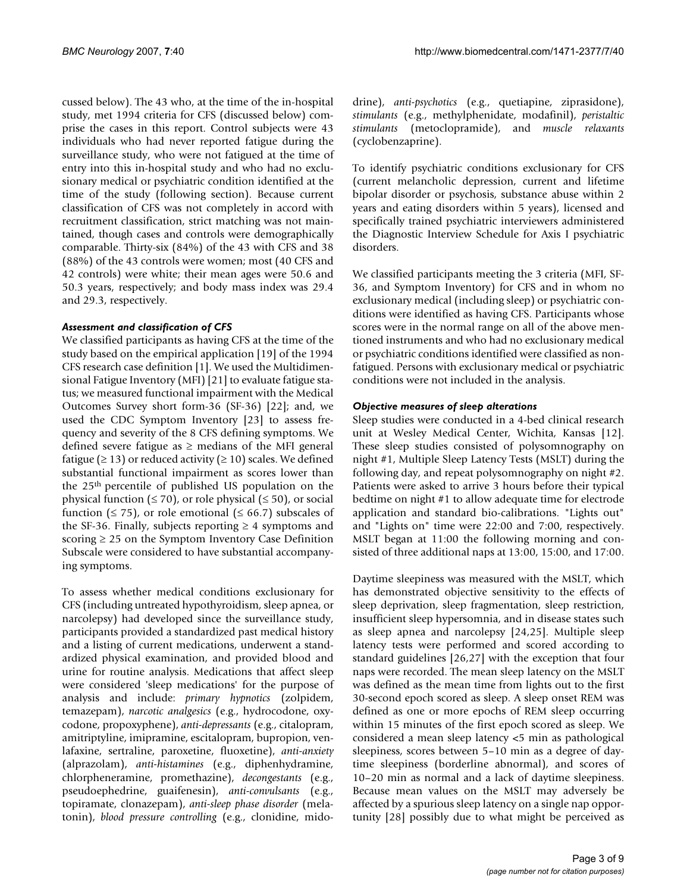cussed below). The 43 who, at the time of the in-hospital study, met 1994 criteria for CFS (discussed below) comprise the cases in this report. Control subjects were 43 individuals who had never reported fatigue during the surveillance study, who were not fatigued at the time of entry into this in-hospital study and who had no exclusionary medical or psychiatric condition identified at the time of the study (following section). Because current classification of CFS was not completely in accord with recruitment classification, strict matching was not maintained, though cases and controls were demographically comparable. Thirty-six (84%) of the 43 with CFS and 38 (88%) of the 43 controls were women; most (40 CFS and 42 controls) were white; their mean ages were 50.6 and 50.3 years, respectively; and body mass index was 29.4 and 29.3, respectively.

### *Assessment and classification of CFS*

We classified participants as having CFS at the time of the study based on the empirical application [19] of the 1994 CFS research case definition [1]. We used the Multidimensional Fatigue Inventory (MFI) [21] to evaluate fatigue status; we measured functional impairment with the Medical Outcomes Survey short form-36 (SF-36) [22]; and, we used the CDC Symptom Inventory [23] to assess frequency and severity of the 8 CFS defining symptoms. We defined severe fatigue as ≥ medians of the MFI general fatigue (≥ 13) or reduced activity (≥ 10) scales. We defined substantial functional impairment as scores lower than the 25[th] percentile of published US population on the physical function (≤ 70), or role physical (≤ 50), or social function (≤ 75), or role emotional (≤ 66.7) subscales of the SF-36. Finally, subjects reporting ≥ 4 symptoms and scoring ≥ 25 on the Symptom Inventory Case Definition Subscale were considered to have substantial accompanying symptoms.

To assess whether medical conditions exclusionary for CFS (including untreated hypothyroidism, sleep apnea, or narcolepsy) had developed since the surveillance study, participants provided a standardized past medical history and a listing of current medications, underwent a standardized physical examination, and provided blood and urine for routine analysis. Medications that affect sleep were considered 'sleep medications' for the purpose of analysis and include: *primary hypnotics* (zolpidem, temazepam), *narcotic analgesics* (e.g., hydrocodone, oxycodone, propoxyphene), *anti-depressants* (e.g., citalopram, amitriptyline, imipramine, escitalopram, bupropion, venlafaxine, sertraline, paroxetine, fluoxetine), *anti-anxiety* (alprazolam), *anti-histamines* (e.g., diphenhydramine, chlorpheneramine, promethazine), *decongestants* (e.g., pseudoephedrine, guaifenesin), *anti-convulsants* (e.g., topiramate, clonazepam), *anti-sleep phase disorder* (melatonin), *blood pressure controlling* (e.g., clonidine, midodrine), *anti-psychotics* (e.g., quetiapine, ziprasidone), *stimulants* (e.g., methylphenidate, modafinil), *peristaltic stimulants* (metoclopramide), and *muscle relaxants* (cyclobenzaprine).

To identify psychiatric conditions exclusionary for CFS (current melancholic depression, current and lifetime bipolar disorder or psychosis, substance abuse within 2 years and eating disorders within 5 years), licensed and specifically trained psychiatric interviewers administered the Diagnostic Interview Schedule for Axis I psychiatric disorders.

We classified participants meeting the 3 criteria (MFI, SF-36, and Symptom Inventory) for CFS and in whom no exclusionary medical (including sleep) or psychiatric conditions were identified as having CFS. Participants whose scores were in the normal range on all of the above mentioned instruments and who had no exclusionary medical or psychiatric conditions identified were classified as nonfatigued. Persons with exclusionary medical or psychiatric conditions were not included in the analysis.

### *Objective measures of sleep alterations*

Sleep studies were conducted in a 4-bed clinical research unit at Wesley Medical Center, Wichita, Kansas [12]. These sleep studies consisted of polysomnography on night #1, Multiple Sleep Latency Tests (MSLT) during the following day, and repeat polysomnography on night #2. Patients were asked to arrive 3 hours before their typical bedtime on night #1 to allow adequate time for electrode application and standard bio-calibrations. "Lights out" and "Lights on" time were 22:00 and 7:00, respectively. MSLT began at 11:00 the following morning and consisted of three additional naps at 13:00, 15:00, and 17:00.

Daytime sleepiness was measured with the MSLT, which has demonstrated objective sensitivity to the effects of sleep deprivation, sleep fragmentation, sleep restriction, insufficient sleep hypersomnia, and in disease states such as sleep apnea and narcolepsy [24,25]. Multiple sleep latency tests were performed and scored according to standard guidelines [26,27] with the exception that four naps were recorded. The mean sleep latency on the MSLT was defined as the mean time from lights out to the first 30-second epoch scored as sleep. A sleep onset REM was defined as one or more epochs of REM sleep occurring within 15 minutes of the first epoch scored as sleep. We considered a mean sleep latency <5 min as pathological sleepiness, scores between 5–10 min as a degree of daytime sleepiness (borderline abnormal), and scores of 10–20 min as normal and a lack of daytime sleepiness. Because mean values on the MSLT may adversely be affected by a spurious sleep latency on a single nap opportunity [28] possibly due to what might be perceived as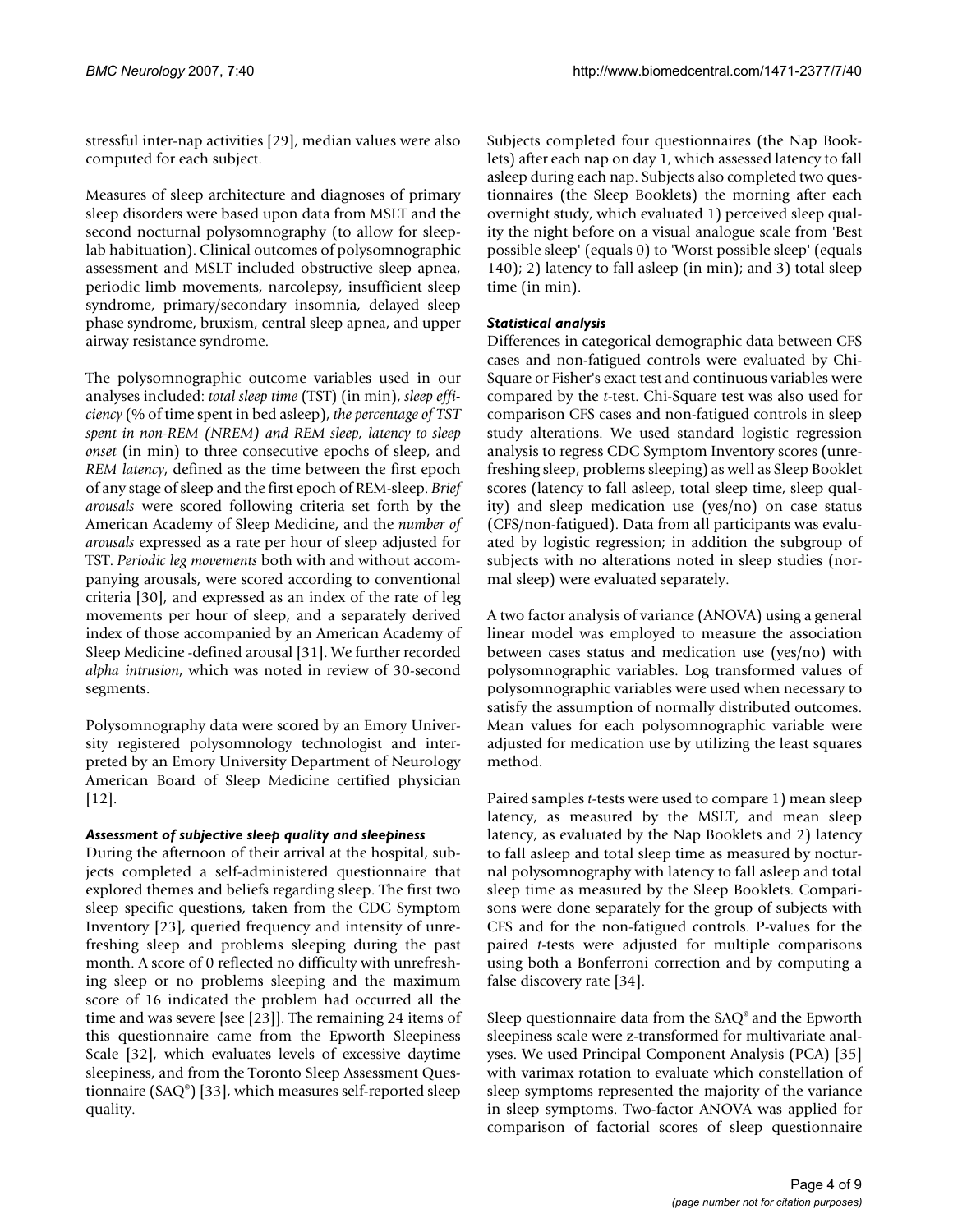stressful inter-nap activities [29], median values were also computed for each subject.

Measures of sleep architecture and diagnoses of primary sleep disorders were based upon data from MSLT and the second nocturnal polysomnography (to allow for sleep-lab habituation). Clinical outcomes of polysomnographic assessment and MSLT included obstructive sleep apnea, periodic limb movements, narcolepsy, insufficient sleep syndrome, primary/secondary insomnia, delayed sleep phase syndrome, bruxism, central sleep apnea, and upper airway resistance syndrome.

The polysomnographic outcome variables used in our analyses included: *total sleep time* (TST) (in min), *sleep efficiency* (% of time spent in bed asleep), *the percentage of TST spent in non-REM (NREM) and REM sleep, latency to sleep onset* (in min) to three consecutive epochs of sleep, and *REM latency*, defined as the time between the first epoch of any stage of sleep and the first epoch of REM-sleep. *Brief arousals* were scored following criteria set forth by the American Academy of Sleep Medicine, and the *number of arousals* expressed as a rate per hour of sleep adjusted for TST. *Periodic leg movements* both with and without accompanying arousals, were scored according to conventional criteria [30], and expressed as an index of the rate of leg movements per hour of sleep, and a separately derived index of those accompanied by an American Academy of Sleep Medicine -defined arousal [31]. We further recorded *alpha intrusion*, which was noted in review of 30-second segments.

Polysomnography data were scored by an Emory University registered polysomnology technologist and interpreted by an Emory University Department of Neurology American Board of Sleep Medicine certified physician [12].

### *Assessment of subjective sleep quality and sleepiness*

During the afternoon of their arrival at the hospital, subjects completed a self-administered questionnaire that explored themes and beliefs regarding sleep. The first two sleep specific questions, taken from the CDC Symptom Inventory [23], queried frequency and intensity of unrefreshing sleep and problems sleeping during the past month. A score of 0 reflected no difficulty with unrefreshing sleep or no problems sleeping and the maximum score of 16 indicated the problem had occurred all the time and was severe [see [23]]. The remaining 24 items of this questionnaire came from the Epworth Sleepiness Scale [32], which evaluates levels of excessive daytime sleepiness, and from the Toronto Sleep Assessment Questionnaire (SAQ®) [33], which measures self-reported sleep quality.

Subjects completed four questionnaires (the Nap Booklets) after each nap on day 1, which assessed latency to fall asleep during each nap. Subjects also completed two questionnaires (the Sleep Booklets) the morning after each overnight study, which evaluated 1) perceived sleep quality the night before on a visual analogue scale from 'Best possible sleep' (equals 0) to 'Worst possible sleep' (equals 140); 2) latency to fall asleep (in min); and 3) total sleep time (in min).

### *Statistical analysis*

Differences in categorical demographic data between CFS cases and non-fatigued controls were evaluated by Chi-Square or Fisher's exact test and continuous variables were compared by the *t*-test. Chi-Square test was also used for comparison CFS cases and non-fatigued controls in sleep study alterations. We used standard logistic regression analysis to regress CDC Symptom Inventory scores (unrefreshing sleep, problems sleeping) as well as Sleep Booklet scores (latency to fall asleep, total sleep time, sleep quality) and sleep medication use (yes/no) on case status (CFS/non-fatigued). Data from all participants was evaluated by logistic regression; in addition the subgroup of subjects with no alterations noted in sleep studies (normal sleep) were evaluated separately.

A two factor analysis of variance (ANOVA) using a general linear model was employed to measure the association between cases status and medication use (yes/no) with polysomnographic variables. Log transformed values of polysomnographic variables were used when necessary to satisfy the assumption of normally distributed outcomes. Mean values for each polysomnographic variable were adjusted for medication use by utilizing the least squares method.

Paired samples *t*-tests were used to compare 1) mean sleep latency, as measured by the MSLT, and mean sleep latency, as evaluated by the Nap Booklets and 2) latency to fall asleep and total sleep time as measured by nocturnal polysomnography with latency to fall asleep and total sleep time as measured by the Sleep Booklets. Comparisons were done separately for the group of subjects with CFS and for the non-fatigued controls. P-values for the paired *t*-tests were adjusted for multiple comparisons using both a Bonferroni correction and by computing a false discovery rate [34].

Sleep questionnaire data from the SAQ® and the Epworth sleepiness scale were z-transformed for multivariate analyses. We used Principal Component Analysis (PCA) [35] with varimax rotation to evaluate which constellation of sleep symptoms represented the majority of the variance in sleep symptoms. Two-factor ANOVA was applied for comparison of factorial scores of sleep questionnaire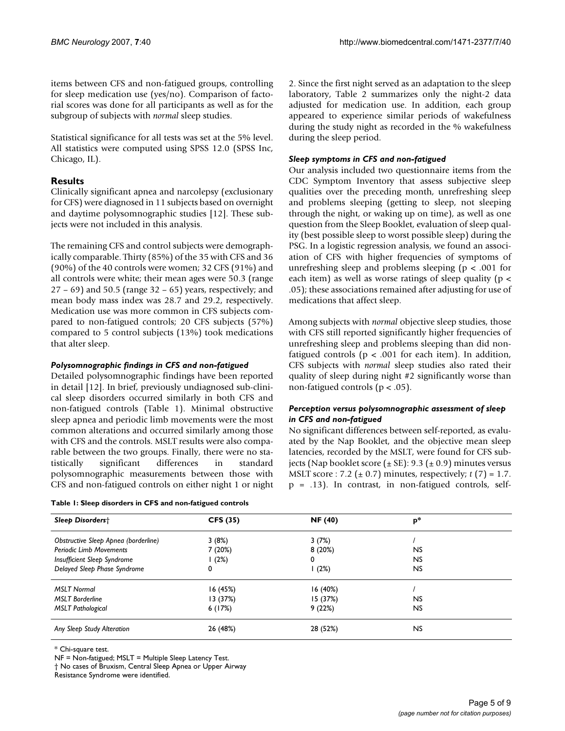items between CFS and non-fatigued groups, controlling for sleep medication use (yes/no). Comparison of factorial scores was done for all participants as well as for the subgroup of subjects with *normal* sleep studies.

Statistical significance for all tests was set at the 5% level. All statistics were computed using SPSS 12.0 (SPSS Inc, Chicago, IL).

## Results

Clinically significant apnea and narcolepsy (exclusionary for CFS) were diagnosed in 11 subjects based on overnight and daytime polysomnographic studies [12]. These subjects were not included in this analysis.

The remaining CFS and control subjects were demographically comparable. Thirty (85%) of the 35 with CFS and 36 (90%) of the 40 controls were women; 32 CFS (91%) and all controls were white; their mean ages were 50.3 (range 27 – 69) and 50.5 (range 32 – 65) years, respectively; and mean body mass index was 28.7 and 29.2, respectively. Medication use was more common in CFS subjects compared to non-fatigued controls; 20 CFS subjects (57%) compared to 5 control subjects (13%) took medications that alter sleep.

### *Polysomnographic findings in CFS and non-fatigued*

Detailed polysomnographic findings have been reported in detail [12]. In brief, previously undiagnosed sub-clinical sleep disorders occurred similarly in both CFS and non-fatigued controls (Table 1). Minimal obstructive sleep apnea and periodic limb movements were the most common alterations and occurred similarly among those with CFS and the controls. MSLT results were also comparable between the two groups. Finally, there were no statistically significant differences in standard polysomnographic measurements between those with CFS and non-fatigued controls on either night 1 or night 2. Since the first night served as an adaptation to the sleep laboratory, Table 2 summarizes only the night-2 data adjusted for medication use. In addition, each group appeared to experience similar periods of wakefulness during the study night as recorded in the % wakefulness during the sleep period.

### *Sleep symptoms in CFS and non-fatigued*

Our analysis included two questionnaire items from the CDC Symptom Inventory that assess subjective sleep qualities over the preceding month, unrefreshing sleep and problems sleeping (getting to sleep, not sleeping through the night, or waking up on time), as well as one question from the Sleep Booklet, evaluation of sleep quality (best possible sleep to worst possible sleep) during the PSG. In a logistic regression analysis, we found an association of CFS with higher frequencies of symptoms of unrefreshing sleep and problems sleeping ($p < .001$ for each item) as well as worse ratings of sleep quality ($p < .05$); these associations remained after adjusting for use of medications that affect sleep.

Among subjects with *normal* objective sleep studies, those with CFS still reported significantly higher frequencies of unrefreshing sleep and problems sleeping than did non-fatigued controls ($p < .001$ for each item). In addition, CFS subjects with *normal* sleep studies also rated their quality of sleep during night #2 significantly worse than non-fatigued controls ($p < .05$).

### *Perception versus polysomnographic assessment of sleep in CFS and non-fatigued*

No significant differences between self-reported, as evaluated by the Nap Booklet, and the objective mean sleep latencies, recorded by the MSLT, were found for CFS subjects (Nap booklet score (± SE): 9.3 (± 0.9) minutes versus MSLT score : 7.2 (± 0.7) minutes, respectively; $t(7) = 1.7$. $p = .13$). In contrast, in non-fatigued controls, self-

**Table 1: Sleep disorders in CFS and non-fatigued controls**

| *Sleep Disorders*† | CFS (35) | NF (40) | p* |
|---|---|---|---|
| *Obstructive Sleep Apnea (borderline)* | 3 (8%) | 3 (7%) | / |
| *Periodic Limb Movements* | 7 (20%) | 8 (20%) | NS |
| *Insufficient Sleep Syndrome* | 1 (2%) | 0 | NS |
| *Delayed Sleep Phase Syndrome* | 0 | 1 (2%) | NS |
| *MSLT Normal* | 16 (45%) | 16 (40%) | / |
| *MSLT Borderline* | 13 (37%) | 15 (37%) | NS |
| *MSLT Pathological* | 6 (17%) | 9 (22%) | NS |
| *Any Sleep Study Alteration* | 26 (48%) | 28 (52%) | NS |

\* Chi-square test.
NF = Non-fatigued; MSLT = Multiple Sleep Latency Test.
† No cases of Bruxism, Central Sleep Apnea or Upper Airway Resistance Syndrome were identified.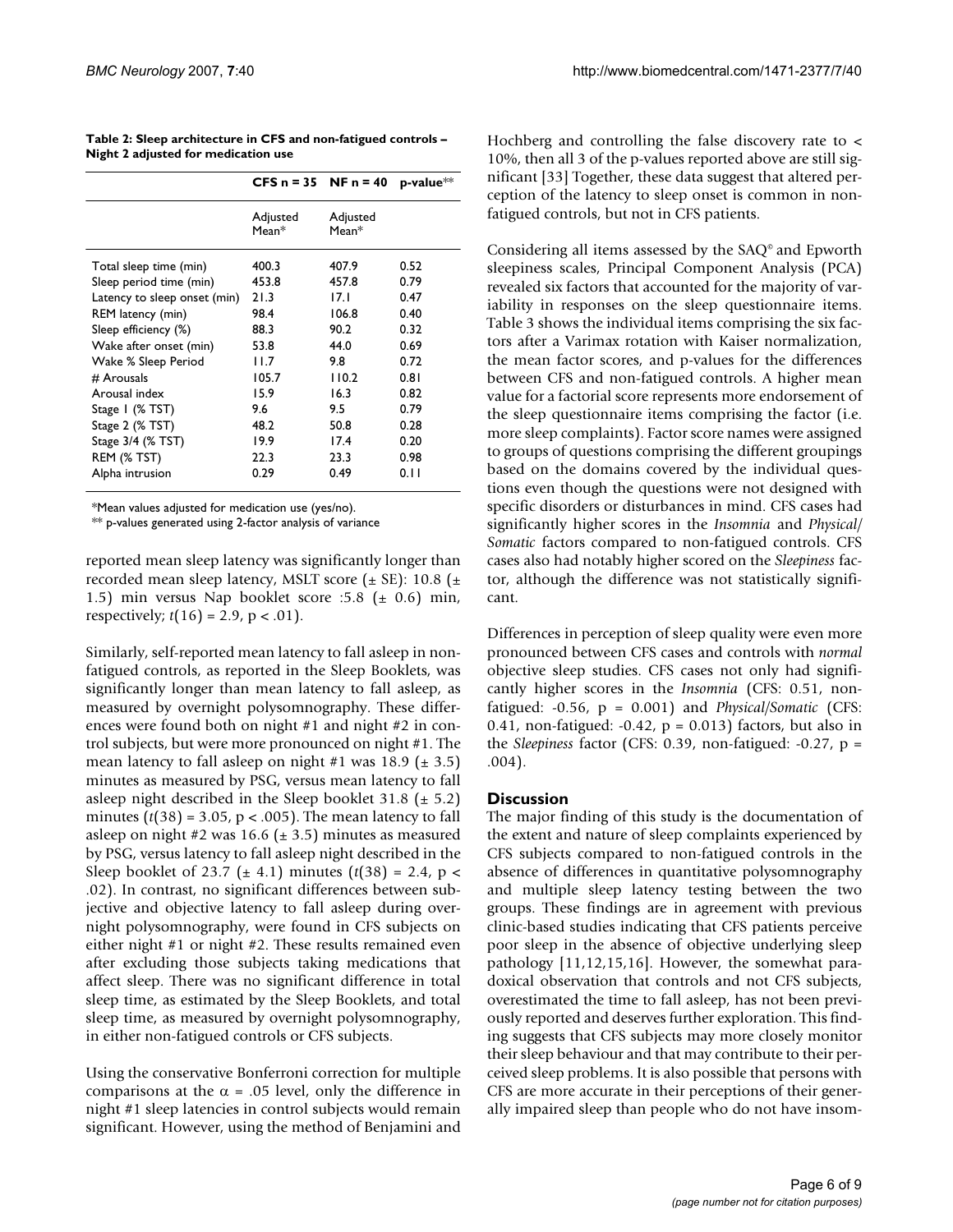**Table 2: Sleep architecture in CFS and non-fatigued controls – Night 2 adjusted for medication use**

| | CFS n = 35 | NF n = 40 | p-value** |
|---|---|---|---|
| | Adjusted Mean* | Adjusted Mean* | |
| Total sleep time (min) | 400.3 | 407.9 | 0.52 |
| Sleep period time (min) | 453.8 | 457.8 | 0.79 |
| Latency to sleep onset (min) | 21.3 | 17.1 | 0.47 |
| REM latency (min) | 98.4 | 106.8 | 0.40 |
| Sleep efficiency (%) | 88.3 | 90.2 | 0.32 |
| Wake after onset (min) | 53.8 | 44.0 | 0.69 |
| Wake % Sleep Period | 11.7 | 9.8 | 0.72 |
| # Arousals | 105.7 | 110.2 | 0.81 |
| Arousal index | 15.9 | 16.3 | 0.82 |
| Stage 1 (% TST) | 9.6 | 9.5 | 0.79 |
| Stage 2 (% TST) | 48.2 | 50.8 | 0.28 |
| Stage 3/4 (% TST) | 19.9 | 17.4 | 0.20 |
| REM (% TST) | 22.3 | 23.3 | 0.98 |
| Alpha intrusion | 0.29 | 0.49 | 0.11 |

*Mean values adjusted for medication use (yes/no).

** p-values generated using 2-factor analysis of variance

reported mean sleep latency was significantly longer than recorded mean sleep latency, MSLT score (± SE): 10.8 (± 1.5) min versus Nap booklet score :5.8 (± 0.6) min, respectively; $t(16) = 2.9$, $p < .01$).

Similarly, self-reported mean latency to fall asleep in non-fatigued controls, as reported in the Sleep Booklets, was significantly longer than mean latency to fall asleep, as measured by overnight polysomnography. These differences were found both on night #1 and night #2 in control subjects, but were more pronounced on night #1. The mean latency to fall asleep on night #1 was 18.9 (± 3.5) minutes as measured by PSG, versus mean latency to fall asleep night described in the Sleep booklet 31.8 (± 5.2) minutes ($t(38) = 3.05$, $p < .005$). The mean latency to fall asleep on night #2 was 16.6 (± 3.5) minutes as measured by PSG, versus latency to fall asleep night described in the Sleep booklet of 23.7 (± 4.1) minutes ($t(38) = 2.4$, $p < .02$). In contrast, no significant differences between subjective and objective latency to fall asleep during overnight polysomnography, were found in CFS subjects on either night #1 or night #2. These results remained even after excluding those subjects taking medications that affect sleep. There was no significant difference in total sleep time, as estimated by the Sleep Booklets, and total sleep time, as measured by overnight polysomnography, in either non-fatigued controls or CFS subjects.

Using the conservative Bonferroni correction for multiple comparisons at the $\alpha = .05$ level, only the difference in night #1 sleep latencies in control subjects would remain significant. However, using the method of Benjamini and Hochberg and controlling the false discovery rate to < 10%, then all 3 of the p-values reported above are still significant [33] Together, these data suggest that altered perception of the latency to sleep onset is common in non-fatigued controls, but not in CFS patients.

Considering all items assessed by the SAQ® and Epworth sleepiness scales, Principal Component Analysis (PCA) revealed six factors that accounted for the majority of variability in responses on the sleep questionnaire items. Table 3 shows the individual items comprising the six factors after a Varimax rotation with Kaiser normalization, the mean factor scores, and p-values for the differences between CFS and non-fatigued controls. A higher mean value for a factorial score represents more endorsement of the sleep questionnaire items comprising the factor (i.e. more sleep complaints). Factor score names were assigned to groups of questions comprising the different groupings based on the domains covered by the individual questions even though the questions were not designed with specific disorders or disturbances in mind. CFS cases had significantly higher scores in the *Insomnia* and *Physical/Somatic* factors compared to non-fatigued controls. CFS cases also had notably higher scored on the *Sleepiness* factor, although the difference was not statistically significant.

Differences in perception of sleep quality were even more pronounced between CFS cases and controls with *normal* objective sleep studies. CFS cases not only had significantly higher scores in the *Insomnia* (CFS: 0.51, non-fatigued: -0.56, p = 0.001) and *Physical/Somatic* (CFS: 0.41, non-fatigued: -0.42, p = 0.013) factors, but also in the *Sleepiness* factor (CFS: 0.39, non-fatigued: -0.27, p = .004).

## Discussion

The major finding of this study is the documentation of the extent and nature of sleep complaints experienced by CFS subjects compared to non-fatigued controls in the absence of differences in quantitative polysomnography and multiple sleep latency testing between the two groups. These findings are in agreement with previous clinic-based studies indicating that CFS patients perceive poor sleep in the absence of objective underlying sleep pathology [11,12,15,16]. However, the somewhat paradoxical observation that controls and not CFS subjects, overestimated the time to fall asleep, has not been previously reported and deserves further exploration. This finding suggests that CFS subjects may more closely monitor their sleep behaviour and that may contribute to their perceived sleep problems. It is also possible that persons with CFS are more accurate in their perceptions of their generally impaired sleep than people who do not have insom-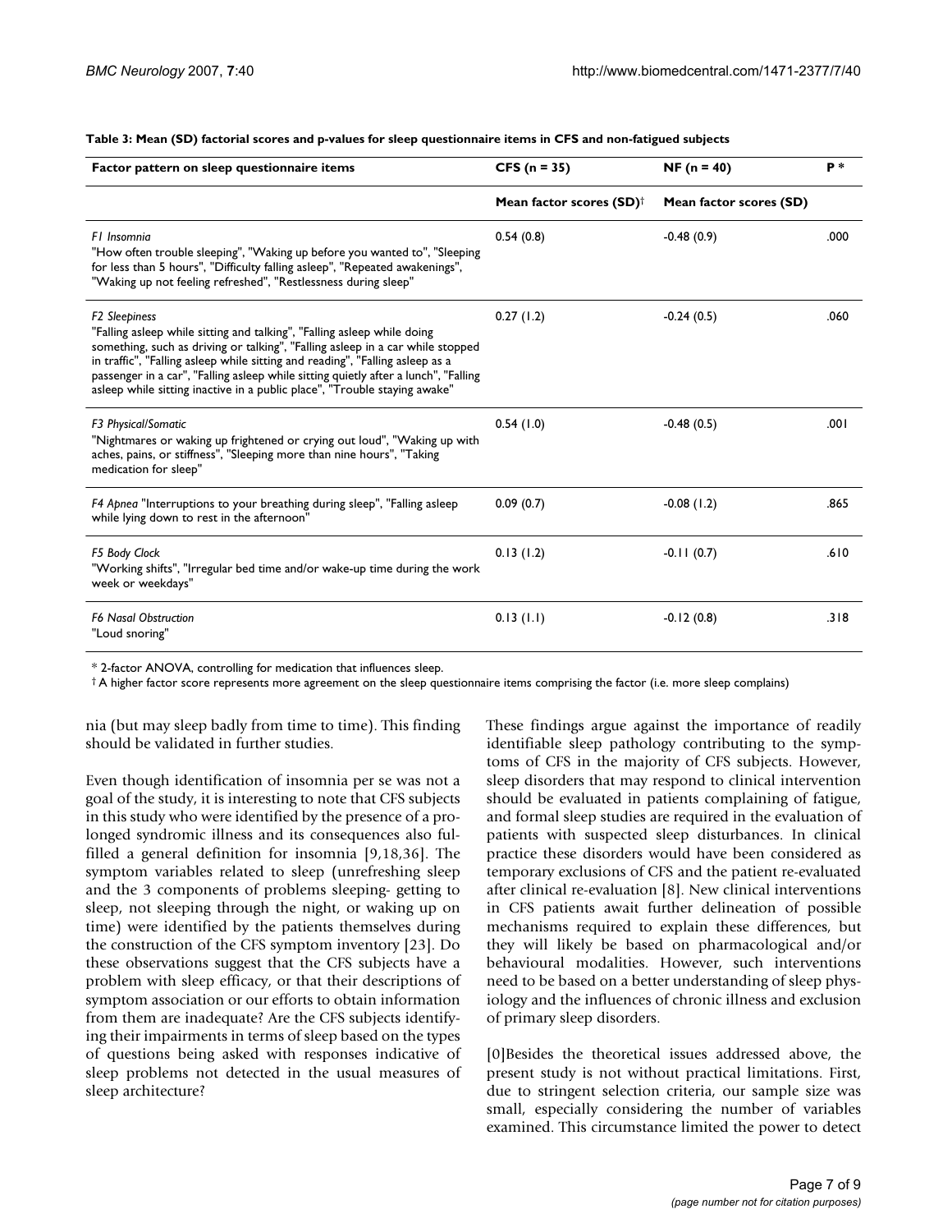**Table 3: Mean (SD) factorial scores and p-values for sleep questionnaire items in CFS and non-fatigued subjects**

| Factor pattern on sleep questionnaire items | CFS (n = 35) | NF (n = 40) | P * |
|---|---|---|---|
| | Mean factor scores (SD)† | Mean factor scores (SD) | |
| *F1 Insomnia* "How often trouble sleeping", "Waking up before you wanted to", "Sleeping for less than 5 hours", "Difficulty falling asleep", "Repeated awakenings", "Waking up not feeling refreshed", "Restlessness during sleep" | 0.54 (0.8) | -0.48 (0.9) | .000 |
| *F2 Sleepiness* "Falling asleep while sitting and talking", "Falling asleep while doing something, such as driving or talking", "Falling asleep in a car while stopped in traffic", "Falling asleep while sitting and reading", "Falling asleep as a passenger in a car", "Falling asleep while sitting quietly after a lunch", "Falling asleep while sitting inactive in a public place", "Trouble staying awake" | 0.27 (1.2) | -0.24 (0.5) | .060 |
| *F3 Physical/Somatic* "Nightmares or waking up frightened or crying out loud", "Waking up with aches, pains, or stiffness", "Sleeping more than nine hours", "Taking medication for sleep" | 0.54 (1.0) | -0.48 (0.5) | .001 |
| *F4 Apnea* "Interruptions to your breathing during sleep", "Falling asleep while lying down to rest in the afternoon" | 0.09 (0.7) | -0.08 (1.2) | .865 |
| *F5 Body Clock* "Working shifts", "Irregular bed time and/or wake-up time during the work week or weekdays" | 0.13 (1.2) | -0.11 (0.7) | .610 |
| *F6 Nasal Obstruction* "Loud snoring" | 0.13 (1.1) | -0.12 (0.8) | .318 |

\* 2-factor ANOVA, controlling for medication that influences sleep.

† A higher factor score represents more agreement on the sleep questionnaire items comprising the factor (i.e. more sleep complains)

nia (but may sleep badly from time to time). This finding should be validated in further studies.

Even though identification of insomnia per se was not a goal of the study, it is interesting to note that CFS subjects in this study who were identified by the presence of a prolonged syndromic illness and its consequences also fulfilled a general definition for insomnia [9,18,36]. The symptom variables related to sleep (unrefreshing sleep and the 3 components of problems sleeping- getting to sleep, not sleeping through the night, or waking up on time) were identified by the patients themselves during the construction of the CFS symptom inventory [23]. Do these observations suggest that the CFS subjects have a problem with sleep efficacy, or that their descriptions of symptom association or our efforts to obtain information from them are inadequate? Are the CFS subjects identifying their impairments in terms of sleep based on the types of questions being asked with responses indicative of sleep problems not detected in the usual measures of sleep architecture?

These findings argue against the importance of readily identifiable sleep pathology contributing to the symptoms of CFS in the majority of CFS subjects. However, sleep disorders that may respond to clinical intervention should be evaluated in patients complaining of fatigue, and formal sleep studies are required in the evaluation of patients with suspected sleep disturbances. In clinical practice these disorders would have been considered as temporary exclusions of CFS and the patient re-evaluated after clinical re-evaluation [8]. New clinical interventions in CFS patients await further delineation of possible mechanisms required to explain these differences, but they will likely be based on pharmacological and/or behavioural modalities. However, such interventions need to be based on a better understanding of sleep physiology and the influences of chronic illness and exclusion of primary sleep disorders.

[0]Besides the theoretical issues addressed above, the present study is not without practical limitations. First, due to stringent selection criteria, our sample size was small, especially considering the number of variables examined. This circumstance limited the power to detect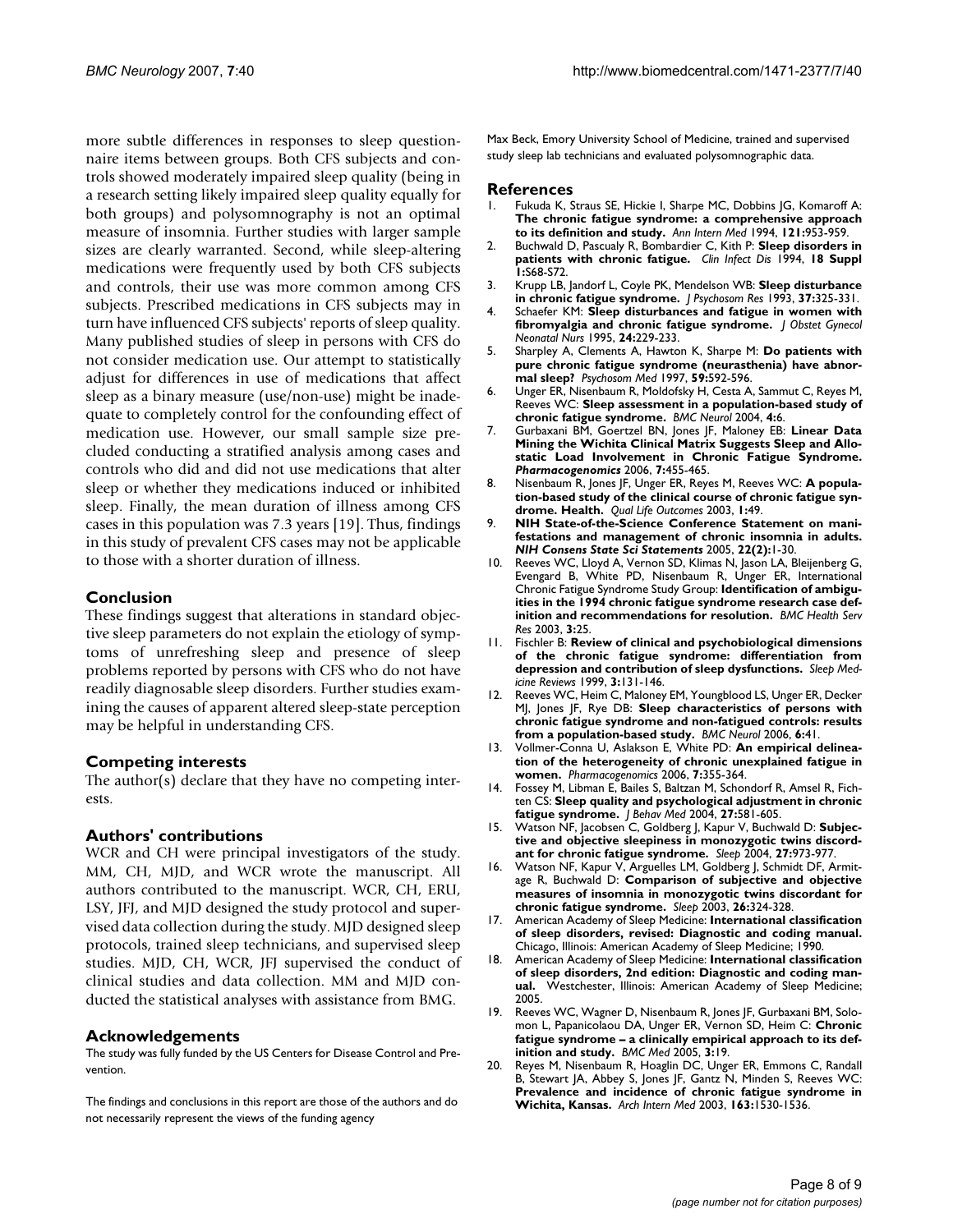more subtle differences in responses to sleep questionnaire items between groups. Both CFS subjects and controls showed moderately impaired sleep quality (being in a research setting likely impaired sleep quality equally for both groups) and polysomnography is not an optimal measure of insomnia. Further studies with larger sample sizes are clearly warranted. Second, while sleep-altering medications were frequently used by both CFS subjects and controls, their use was more common among CFS subjects. Prescribed medications in CFS subjects may in turn have influenced CFS subjects' reports of sleep quality. Many published studies of sleep in persons with CFS do not consider medication use. Our attempt to statistically adjust for differences in use of medications that affect sleep as a binary measure (use/non-use) might be inadequate to completely control for the confounding effect of medication use. However, our small sample size precluded conducting a stratified analysis among cases and controls who did and did not use medications that alter sleep or whether they medications induced or inhibited sleep. Finally, the mean duration of illness among CFS cases in this population was 7.3 years [19]. Thus, findings in this study of prevalent CFS cases may not be applicable to those with a shorter duration of illness.

## Conclusion

These findings suggest that alterations in standard objective sleep parameters do not explain the etiology of symptoms of unrefreshing sleep and presence of sleep problems reported by persons with CFS who do not have readily diagnosable sleep disorders. Further studies examining the causes of apparent altered sleep-state perception may be helpful in understanding CFS.

## Competing interests

The author(s) declare that they have no competing interests.

## Authors' contributions

WCR and CH were principal investigators of the study. MM, CH, MJD, and WCR wrote the manuscript. All authors contributed to the manuscript. WCR, CH, ERU, LSY, JFJ, and MJD designed the study protocol and supervised data collection during the study. MJD designed sleep protocols, trained sleep technicians, and supervised sleep studies. MJD, CH, WCR, JFJ supervised the conduct of clinical studies and data collection. MM and MJD conducted the statistical analyses with assistance from BMG.

## Acknowledgements

The study was fully funded by the US Centers for Disease Control and Prevention.

The findings and conclusions in this report are those of the authors and do not necessarily represent the views of the funding agency

Max Beck, Emory University School of Medicine, trained and supervised study sleep lab technicians and evaluated polysomnographic data.

## References

1. Fukuda K, Straus SE, Hickie I, Sharpe MC, Dobbins JG, Komaroff A: **The chronic fatigue syndrome: a comprehensive approach to its definition and study.** *Ann Intern Med* 1994, **121:**953-959.
2. Buchwald D, Pascualy R, Bombardier C, Kith P: **Sleep disorders in patients with chronic fatigue.** *Clin Infect Dis* 1994, **18 Suppl 1:**S68-S72.
3. Krupp LB, Jandorf L, Coyle PK, Mendelson WB: **Sleep disturbance in chronic fatigue syndrome.** *J Psychosom Res* 1993, **37:**325-331.
4. Schaefer KM: **Sleep disturbances and fatigue in women with fibromyalgia and chronic fatigue syndrome.** *J Obstet Gynecol Neonatal Nurs* 1995, **24:**229-233.
5. Sharpley A, Clements A, Hawton K, Sharpe M: **Do patients with pure chronic fatigue syndrome (neurasthenia) have abnormal sleep?** *Psychosom Med* 1997, **59:**592-596.
6. Unger ER, Nisenbaum R, Moldofsky H, Cesta A, Sammut C, Reyes M, Reeves WC: **Sleep assessment in a population-based study of chronic fatigue syndrome.** *BMC Neurol* 2004, **4:**6.
7. Gurbaxani BM, Goertzel BN, Jones JF, Maloney EB: **Linear Data Mining the Wichita Clinical Matrix Suggests Sleep and Allostatic Load Involvement in Chronic Fatigue Syndrome.** *Pharmacogenomics* 2006, **7:**455-465.
8. Nisenbaum R, Jones JF, Unger ER, Reyes M, Reeves WC: **A population-based study of the clinical course of chronic fatigue syndrome. Health.** *Qual Life Outcomes* 2003, **1:**49.
9. **NIH State-of-the-Science Conference Statement on manifestations and management of chronic insomnia in adults.** *NIH Consens State Sci Statements* 2005, **22(2):**1-30.
10. Reeves WC, Lloyd A, Vernon SD, Klimas N, Jason LA, Bleijenberg G, Evengard B, White PD, Nisenbaum R, Unger ER, International Chronic Fatigue Syndrome Study Group: **Identification of ambiguities in the 1994 chronic fatigue syndrome research case definition and recommendations for resolution.** *BMC Health Serv Res* 2003, **3:**25.
11. Fischler B: **Review of clinical and psychobiological dimensions of the chronic fatigue syndrome: differentiation from depression and contribution of sleep dysfunctions.** *Sleep Medicine Reviews* 1999, **3:**131-146.
12. Reeves WC, Heim C, Maloney EM, Youngblood LS, Unger ER, Decker MJ, Jones JF, Rye DB: **Sleep characteristics of persons with chronic fatigue syndrome and non-fatigued controls: results from a population-based study.** *BMC Neurol* 2006, **6:**41.
13. Vollmer-Conna U, Aslakson E, White PD: **An empirical delineation of the heterogeneity of chronic unexplained fatigue in women.** *Pharmacogenomics* 2006, **7:**355-364.
14. Fossey M, Libman E, Bailes S, Baltzan M, Schondorf R, Amsel R, Fichten CS: **Sleep quality and psychological adjustment in chronic fatigue syndrome.** *J Behav Med* 2004, **27:**581-605.
15. Watson NF, Jacobsen C, Goldberg J, Kapur V, Buchwald D: **Subjective and objective sleepiness in monozygotic twins discordant for chronic fatigue syndrome.** *Sleep* 2004, **27:**973-977.
16. Watson NF, Kapur V, Arguelles LM, Goldberg J, Schmidt DF, Armitage R, Buchwald D: **Comparison of subjective and objective measures of insomnia in monozygotic twins discordant for chronic fatigue syndrome.** *Sleep* 2003, **26:**324-328.
17. American Academy of Sleep Medicine: **International classification of sleep disorders, revised: Diagnostic and coding manual.** Chicago, Illinois: American Academy of Sleep Medicine; 1990.
18. American Academy of Sleep Medicine: **International classification of sleep disorders, 2nd edition: Diagnostic and coding manual.** Westchester, Illinois: American Academy of Sleep Medicine; 2005.
19. Reeves WC, Wagner D, Nisenbaum R, Jones JF, Gurbaxani BM, Solomon L, Papanicolaou DA, Unger ER, Vernon SD, Heim C: **Chronic fatigue syndrome – a clinically empirical approach to its definition and study.** *BMC Med* 2005, **3:**19.
20. Reyes M, Nisenbaum R, Hoaglin DC, Unger ER, Emmons C, Randall B, Stewart JA, Abbey S, Jones JF, Gantz N, Minden S, Reeves WC: **Prevalence and incidence of chronic fatigue syndrome in Wichita, Kansas.** *Arch Intern Med* 2003, **163:**1530-1536.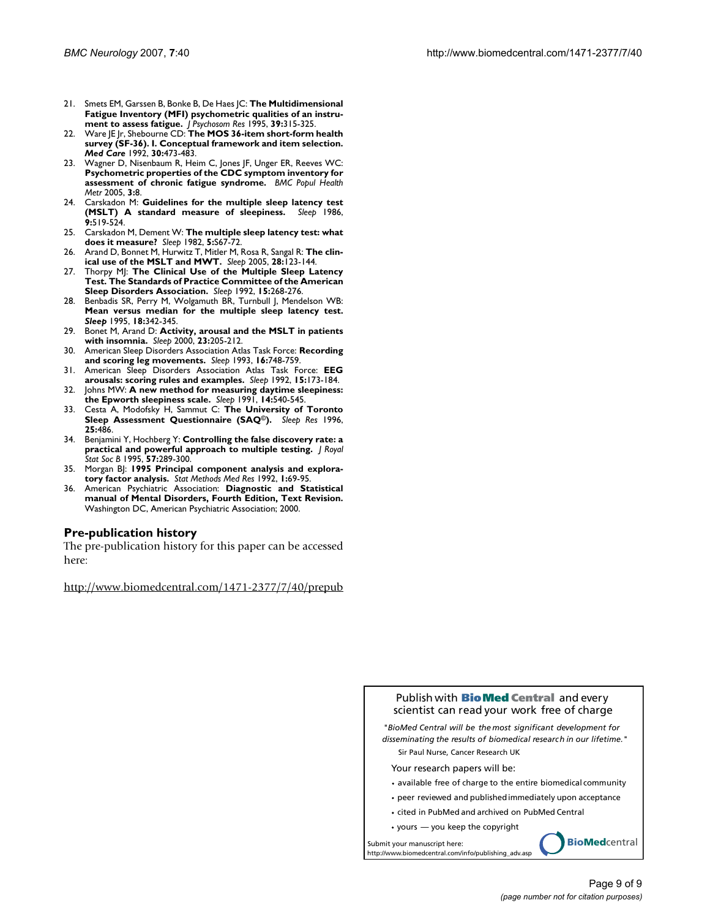21. Smets EM, Garssen B, Bonke B, De Haes JC: **The Multidimensional Fatigue Inventory (MFI) psychometric qualities of an instrument to assess fatigue.** *J Psychosom Res* 1995, **39:**315-325.
22. Ware JE Jr, Shebourne CD: **The MOS 36-item short-form health survey (SF-36). I. Conceptual framework and item selection.** *Med Care* 1992, **30:**473-483.
23. Wagner D, Nisenbaum R, Heim C, Jones JF, Unger ER, Reeves WC: **Psychometric properties of the CDC symptom inventory for assessment of chronic fatigue syndrome.** *BMC Popul Health Metr* 2005, **3:**8.
24. Carskadon M: **Guidelines for the multiple sleep latency test (MSLT) A standard measure of sleepiness.** *Sleep* 1986, **9:**519-524.
25. Carskadon M, Dement W: **The multiple sleep latency test: what does it measure?** *Sleep* 1982, **5:**S67-72.
26. Arand D, Bonnet M, Hurwitz T, Mitler M, Rosa R, Sangal R: **The clinical use of the MSLT and MWT.** *Sleep* 2005, **28:**123-144.
27. Thorpy MJ: **The Clinical Use of the Multiple Sleep Latency Test. The Standards of Practice Committee of the American Sleep Disorders Association.** *Sleep* 1992, **15:**268-276.
28. Benbadis SR, Perry M, Wolgamuth BR, Turnbull J, Mendelson WB: **Mean versus median for the multiple sleep latency test.** *Sleep* 1995, **18:**342-345.
29. Bonet M, Arand D: **Activity, arousal and the MSLT in patients with insomnia.** *Sleep* 2000, **23:**205-212.
30. American Sleep Disorders Association Atlas Task Force: **Recording and scoring leg movements.** *Sleep* 1993, **16:**748-759.
31. American Sleep Disorders Association Atlas Task Force: **EEG arousals: scoring rules and examples.** *Sleep* 1992, **15:**173-184.
32. Johns MW: **A new method for measuring daytime sleepiness: the Epworth sleepiness scale.** *Sleep* 1991, **14:**540-545.
33. Cesta A, Modofsky H, Sammut C: **The University of Toronto Sleep Assessment Questionnaire (SAQ©).** *Sleep Res* 1996, **25:**486.
34. Benjamini Y, Hochberg Y: **Controlling the false discovery rate: a practical and powerful approach to multiple testing.** *J Royal Stat Soc B* 1995, **57:**289-300.
35. Morgan BJ: **1995 Principal component analysis and exploratory factor analysis.** *Stat Methods Med Res* 1992, **1:**69-95.
36. American Psychiatric Association: **Diagnostic and Statistical manual of Mental Disorders, Fourth Edition, Text Revision.** Washington DC, American Psychiatric Association; 2000.

## Pre-publication history

The pre-publication history for this paper can be accessed here:

http://www.biomedcentral.com/1471-2377/7/40/prepub

Publish with **BioMed Central** and every scientist can read your work free of charge

*"BioMed Central will be the most significant development for disseminating the results of biomedical research in our lifetime."*

Sir Paul Nurse, Cancer Research UK

Your research papers will be:

- available free of charge to the entire biomedical community
- peer reviewed and published immediately upon acceptance
- cited in PubMed and archived on PubMed Central
- yours — you keep the copyright

Submit your manuscript here:
http://www.biomedcentral.com/info/publishing_adv.asp

BioMedcentral